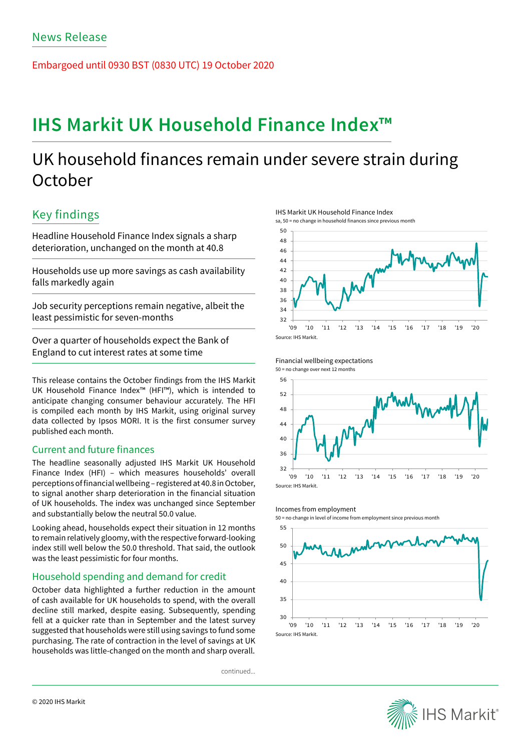News Release

Embargoed until 0930 BST (0830 UTC) 19 October 2020

# IHS Markit UK Household Finance Index™

## UK household finances remain under severe strain during October

### Key findings

Headline Household Finance Index signals a sharp deterioration, unchanged on the month at 40.8

Households use up more savings as cash availability falls markedly again

Job security perceptions remain negative, albeit the least pessimistic for seven-months

Over a quarter of households expect the Bank of England to cut interest rates at some time

This release contains the October findings from the IHS Markit UK Household Finance Index™ (HFI™), which is intended to anticipate changing consumer behaviour accurately. The HFI is compiled each month by IHS Markit, using original survey data collected by Ipsos MORI. It is the first consumer survey published each month.

### Current and future finances

The headline seasonally adjusted IHS Markit UK Household Finance Index (HFI) – which measures households' overall perceptions of financial wellbeing – registered at 40.8 in October, to signal another sharp deterioration in the financial situation of UK households. The index was unchanged since September and substantially below the neutral 50.0 value.

Looking ahead, households expect their situation in 12 months to remain relatively gloomy, with the respective forward-looking index still well below the 50.0 threshold. That said, the outlook was the least pessimistic for four months.

### Household spending and demand for credit

October data highlighted a further reduction in the amount of cash available for UK households to spend, with the overall decline still marked, despite easing. Subsequently, spending fell at a quicker rate than in September and the latest survey suggested that households were still using savings to fund some purchasing. The rate of contraction in the level of savings at UK households was little-changed on the month and sharp overall.

continued...

IHS Markit UK Household Finance Index
sa, 50 = no change in household finances since previous month
Source: IHS Markit.

Financial wellbeing expectations
50 = no change over next 12 months
Source: IHS Markit.

Incomes from employment
50 = no change in level of income from employment since previous month
Source: IHS Markit.

© 2020 IHS Markit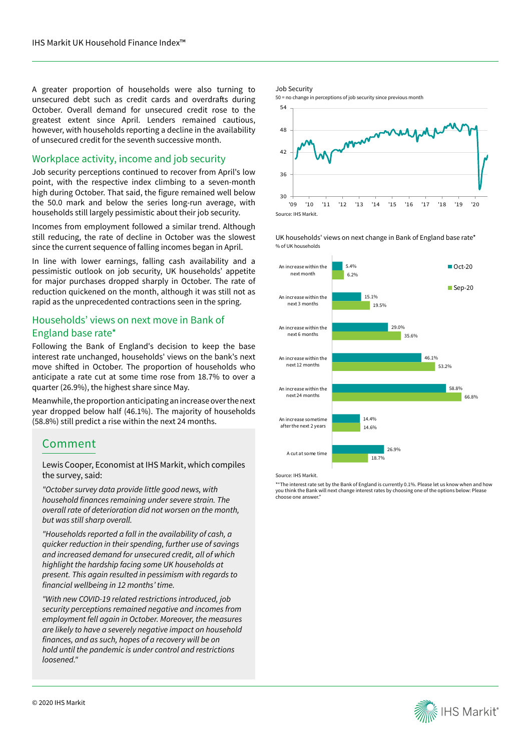A greater proportion of households were also turning to unsecured debt such as credit cards and overdrafts during October. Overall demand for unsecured credit rose to the greatest extent since April. Lenders remained cautious, however, with households reporting a decline in the availability of unsecured credit for the seventh successive month.

## Workplace activity, income and job security

Job security perceptions continued to recover from April's low point, with the respective index climbing to a seven-month high during October. That said, the figure remained well below the 50.0 mark and below the series long-run average, with households still largely pessimistic about their job security.

Incomes from employment followed a similar trend. Although still reducing, the rate of decline in October was the slowest since the current sequence of falling incomes began in April.

In line with lower earnings, falling cash availability and a pessimistic outlook on job security, UK households' appetite for major purchases dropped sharply in October. The rate of reduction quickened on the month, although it was still not as rapid as the unprecedented contractions seen in the spring.

## Households' views on next move in Bank of England base rate*

Following the Bank of England's decision to keep the base interest rate unchanged, households' views on the bank's next move shifted in October. The proportion of households who anticipate a rate cut at some time rose from 18.7% to over a quarter (26.9%), the highest share since May.

Meanwhile, the proportion anticipating an increase over the next year dropped below half (46.1%). The majority of households (58.8%) still predict a rise within the next 24 months.

## Comment

Lewis Cooper, Economist at IHS Markit, which compiles the survey, said:

*"October survey data provide little good news, with household finances remaining under severe strain. The overall rate of deterioration did not worsen on the month, but was still sharp overall.*

*"Households reported a fall in the availability of cash, a quicker reduction in their spending, further use of savings and increased demand for unsecured credit, all of which highlight the hardship facing some UK households at present. This again resulted in pessimism with regards to financial wellbeing in 12 months' time.*

*"With new COVID-19 related restrictions introduced, job security perceptions remained negative and incomes from employment fell again in October. Moreover, the measures are likely to have a severely negative impact on household finances, and as such, hopes of a recovery will be on hold until the pandemic is under control and restrictions loosened."*

**Job Security**

50 = no change in perceptions of job security since previous month

Source: IHS Markit.

**UK households' views on next change in Bank of England base rate***

% of UK households

| | Oct-20 | Sep-20 |
|---|---|---|
| An increase within the next month | 5.4% | 6.2% |
| An increase within the next 3 months | 15.1% | 19.5% |
| An increase within the next 6 months | 29.0% | 35.6% |
| An increase within the next 12 months | 46.1% | 53.2% |
| An increase within the next 24 months | 58.8% | 66.8% |
| An increase sometime after the next 2 years | 14.4% | 14.6% |
| A cut at some time | 26.9% | 18.7% |

Source: IHS Markit.

*"The interest rate set by the Bank of England is currently 0.1%. Please let us know when and how you think the Bank will next change interest rates by choosing one of the options below: Please choose one answer."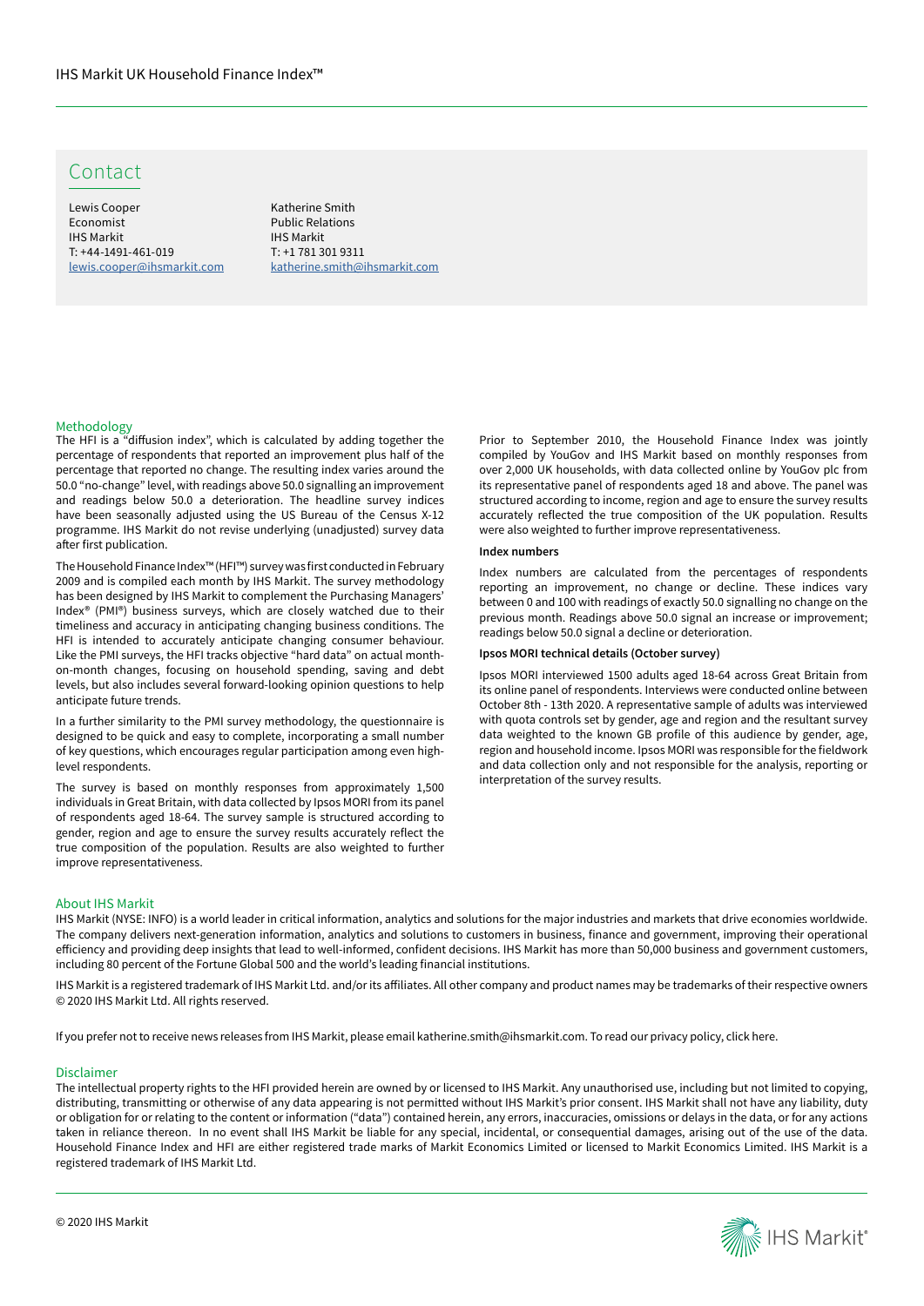## Contact

Lewis Cooper
Economist
IHS Markit
T: +44-1491-461-019
lewis.cooper@ihsmarkit.com

Katherine Smith
Public Relations
IHS Markit
T: +1 781 301 9311
katherine.smith@ihsmarkit.com

## Methodology

The HFI is a "diffusion index", which is calculated by adding together the percentage of respondents that reported an improvement plus half of the percentage that reported no change. The resulting index varies around the 50.0 "no-change" level, with readings above 50.0 signalling an improvement and readings below 50.0 a deterioration. The headline survey indices have been seasonally adjusted using the US Bureau of the Census X-12 programme. IHS Markit do not revise underlying (unadjusted) survey data after first publication.

The Household Finance Index™ (HFI™) survey was first conducted in February 2009 and is compiled each month by IHS Markit. The survey methodology has been designed by IHS Markit to complement the Purchasing Managers' Index® (PMI®) business surveys, which are closely watched due to their timeliness and accuracy in anticipating changing business conditions. The HFI is intended to accurately anticipate changing consumer behaviour. Like the PMI surveys, the HFI tracks objective "hard data" on actual month-on-month changes, focusing on household spending, saving and debt levels, but also includes several forward-looking opinion questions to help anticipate future trends.

In a further similarity to the PMI survey methodology, the questionnaire is designed to be quick and easy to complete, incorporating a small number of key questions, which encourages regular participation among even high-level respondents.

The survey is based on monthly responses from approximately 1,500 individuals in Great Britain, with data collected by Ipsos MORI from its panel of respondents aged 18-64. The survey sample is structured according to gender, region and age to ensure the survey results accurately reflect the true composition of the population. Results are also weighted to further improve representativeness.

Prior to September 2010, the Household Finance Index was jointly compiled by YouGov and IHS Markit based on monthly responses from over 2,000 UK households, with data collected online by YouGov plc from its representative panel of respondents aged 18 and above. The panel was structured according to income, region and age to ensure the survey results accurately reflected the true composition of the UK population. Results were also weighted to further improve representativeness.

**Index numbers**

Index numbers are calculated from the percentages of respondents reporting an improvement, no change or decline. These indices vary between 0 and 100 with readings of exactly 50.0 signalling no change on the previous month. Readings above 50.0 signal an increase or improvement; readings below 50.0 signal a decline or deterioration.

**Ipsos MORI technical details (October survey)**

Ipsos MORI interviewed 1500 adults aged 18-64 across Great Britain from its online panel of respondents. Interviews were conducted online between October 8th - 13th 2020. A representative sample of adults was interviewed with quota controls set by gender, age and region and the resultant survey data weighted to the known GB profile of this audience by gender, age, region and household income. Ipsos MORI was responsible for the fieldwork and data collection only and not responsible for the analysis, reporting or interpretation of the survey results.

## About IHS Markit

IHS Markit (NYSE: INFO) is a world leader in critical information, analytics and solutions for the major industries and markets that drive economies worldwide. The company delivers next-generation information, analytics and solutions to customers in business, finance and government, improving their operational efficiency and providing deep insights that lead to well-informed, confident decisions. IHS Markit has more than 50,000 business and government customers, including 80 percent of the Fortune Global 500 and the world's leading financial institutions.

IHS Markit is a registered trademark of IHS Markit Ltd. and/or its affiliates. All other company and product names may be trademarks of their respective owners © 2020 IHS Markit Ltd. All rights reserved.

If you prefer not to receive news releases from IHS Markit, please email katherine.smith@ihsmarkit.com. To read our privacy policy, click here.

## Disclaimer

The intellectual property rights to the HFI provided herein are owned by or licensed to IHS Markit. Any unauthorised use, including but not limited to copying, distributing, transmitting or otherwise of any data appearing is not permitted without IHS Markit's prior consent. IHS Markit shall not have any liability, duty or obligation for or relating to the content or information ("data") contained herein, any errors, inaccuracies, omissions or delays in the data, or for any actions taken in reliance thereon. In no event shall IHS Markit be liable for any special, incidental, or consequential damages, arising out of the use of the data. Household Finance Index and HFI are either registered trade marks of Markit Economics Limited or licensed to Markit Economics Limited. IHS Markit is a registered trademark of IHS Markit Ltd.

© 2020 IHS Markit